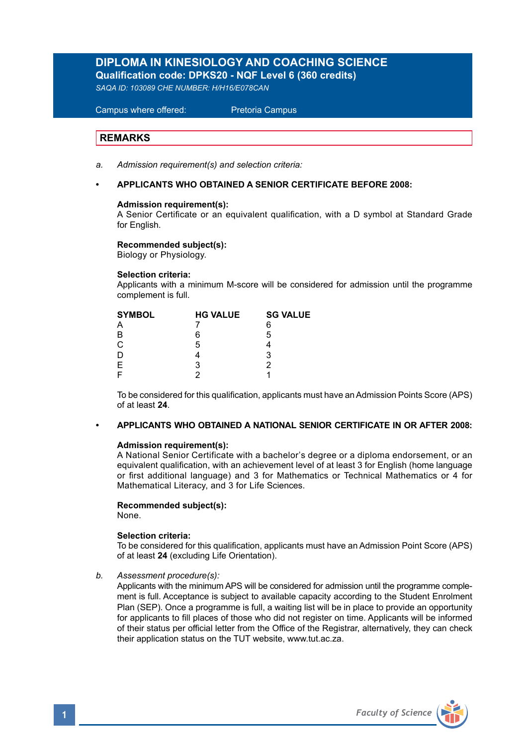# DIPLOMA IN KINESIOLOGY AND COACHING SCIENCE

**Qualification code: DPKS20 - NQF Level 6 (360 credits)**

*SAQA ID: 103089 CHE NUMBER: H/H16/E078CAN*

Campus where offered: Pretoria Campus

## REMARKS

a. *Admission requirement(s) and selection criteria:*

- **APPLICANTS WHO OBTAINED A SENIOR CERTIFICATE BEFORE 2008:**

  **Admission requirement(s):**
  A Senior Certificate or an equivalent qualification, with a D symbol at Standard Grade for English.

  **Recommended subject(s):**
  Biology or Physiology.

  **Selection criteria:**
  Applicants with a minimum M-score will be considered for admission until the programme complement is full.

| SYMBOL | HG VALUE | SG VALUE |
|---|---|---|
| A | 7 | 6 |
| B | 6 | 5 |
| C | 5 | 4 |
| D | 4 | 3 |
| E | 3 | 2 |
| F | 2 | 1 |

  To be considered for this qualification, applicants must have an Admission Points Score (APS) of at least **24**.

- **APPLICANTS WHO OBTAINED A NATIONAL SENIOR CERTIFICATE IN OR AFTER 2008:**

  **Admission requirement(s):**
  A National Senior Certificate with a bachelor's degree or a diploma endorsement, or an equivalent qualification, with an achievement level of at least 3 for English (home language or first additional language) and 3 for Mathematics or Technical Mathematics or 4 for Mathematical Literacy, and 3 for Life Sciences.

  **Recommended subject(s):**
  None.

  **Selection criteria:**
  To be considered for this qualification, applicants must have an Admission Point Score (APS) of at least **24** (excluding Life Orientation).

b. *Assessment procedure(s):*
Applicants with the minimum APS will be considered for admission until the programme complement is full. Acceptance is subject to available capacity according to the Student Enrolment Plan (SEP). Once a programme is full, a waiting list will be in place to provide an opportunity for applicants to fill places of those who did not register on time. Applicants will be informed of their status per official letter from the Office of the Registrar, alternatively, they can check their application status on the TUT website, www.tut.ac.za.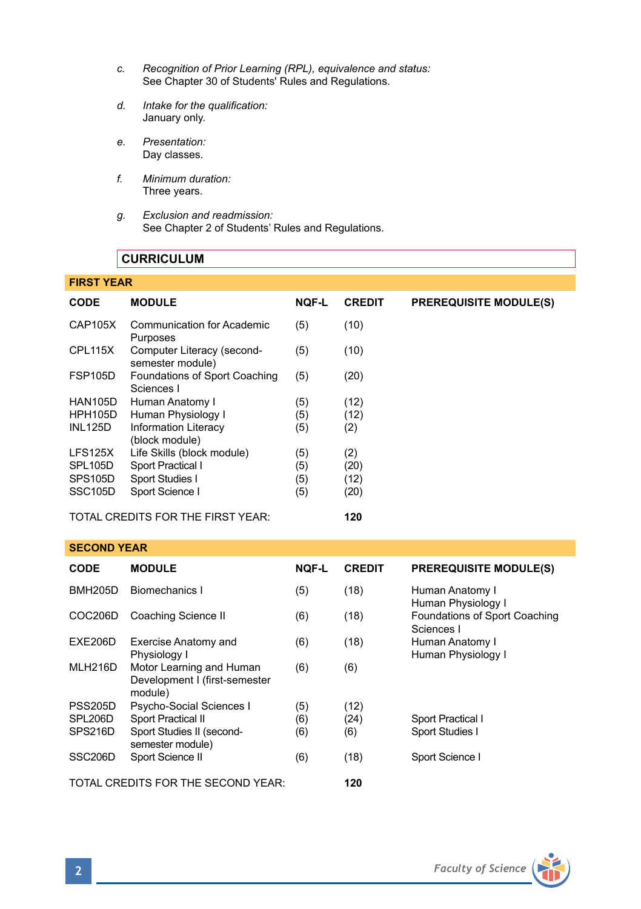c. *Recognition of Prior Learning (RPL), equivalence and status:*
   See Chapter 30 of Students' Rules and Regulations.

d. *Intake for the qualification:*
   January only.

e. *Presentation:*
   Day classes.

f. *Minimum duration:*
   Three years.

g. *Exclusion and readmission:*
   See Chapter 2 of Students' Rules and Regulations.

## CURRICULUM

### FIRST YEAR

| CODE | MODULE | NQF-L | CREDIT | PREREQUISITE MODULE(S) |
|---|---|---|---|---|
| CAP105X | Communication for Academic Purposes | (5) | (10) | |
| CPL115X | Computer Literacy (second-semester module) | (5) | (10) | |
| FSP105D | Foundations of Sport Coaching Sciences I | (5) | (20) | |
| HAN105D | Human Anatomy I | (5) | (12) | |
| HPH105D | Human Physiology I | (5) | (12) | |
| INL125D | Information Literacy (block module) | (5) | (2) | |
| LFS125X | Life Skills (block module) | (5) | (2) | |
| SPL105D | Sport Practical I | (5) | (20) | |
| SPS105D | Sport Studies I | (5) | (12) | |
| SSC105D | Sport Science I | (5) | (20) | |
| TOTAL CREDITS FOR THE FIRST YEAR: | | | **120** | |

### SECOND YEAR

| CODE | MODULE | NQF-L | CREDIT | PREREQUISITE MODULE(S) |
|---|---|---|---|---|
| BMH205D | Biomechanics I | (5) | (18) | Human Anatomy I<br>Human Physiology I |
| COC206D | Coaching Science II | (6) | (18) | Foundations of Sport Coaching Sciences I |
| EXE206D | Exercise Anatomy and Physiology I | (6) | (18) | Human Anatomy I<br>Human Physiology I |
| MLH216D | Motor Learning and Human Development I (first-semester module) | (6) | (6) | |
| PSS205D | Psycho-Social Sciences I | (5) | (12) | |
| SPL206D | Sport Practical II | (6) | (24) | Sport Practical I |
| SPS216D | Sport Studies II (second-semester module) | (6) | (6) | Sport Studies I |
| SSC206D | Sport Science II | (6) | (18) | Sport Science I |
| TOTAL CREDITS FOR THE SECOND YEAR: | | | **120** | |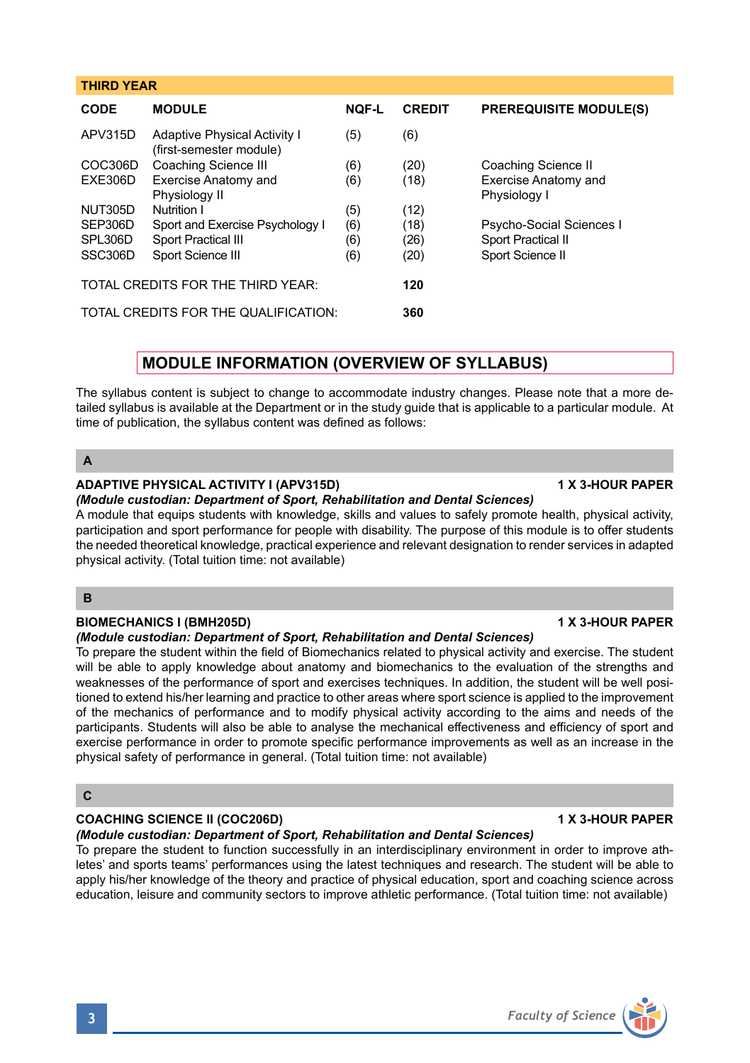## THIRD YEAR

| CODE | MODULE | NQF-L | CREDIT | PREREQUISITE MODULE(S) |
|---|---|---|---|---|
| APV315D | Adaptive Physical Activity I (first-semester module) | (5) | (6) | |
| COC306D | Coaching Science III | (6) | (20) | Coaching Science II |
| EXE306D | Exercise Anatomy and Physiology II | (6) | (18) | Exercise Anatomy and Physiology I |
| NUT305D | Nutrition I | (5) | (12) | |
| SEP306D | Sport and Exercise Psychology I | (6) | (18) | Psycho-Social Sciences I |
| SPL306D | Sport Practical III | (6) | (26) | Sport Practical II |
| SSC306D | Sport Science III | (6) | (20) | Sport Science II |

TOTAL CREDITS FOR THE THIRD YEAR: **120**

TOTAL CREDITS FOR THE QUALIFICATION: **360**

## MODULE INFORMATION (OVERVIEW OF SYLLABUS)

The syllabus content is subject to change to accommodate industry changes. Please note that a more detailed syllabus is available at the Department or in the study guide that is applicable to a particular module. At time of publication, the syllabus content was defined as follows:

### A

**ADAPTIVE PHYSICAL ACTIVITY I (APV315D)** **1 X 3-HOUR PAPER**

***(Module custodian: Department of Sport, Rehabilitation and Dental Sciences)***

A module that equips students with knowledge, skills and values to safely promote health, physical activity, participation and sport performance for people with disability. The purpose of this module is to offer students the needed theoretical knowledge, practical experience and relevant designation to render services in adapted physical activity. (Total tuition time: not available)

### B

**BIOMECHANICS I (BMH205D)** **1 X 3-HOUR PAPER**

***(Module custodian: Department of Sport, Rehabilitation and Dental Sciences)***

To prepare the student within the field of Biomechanics related to physical activity and exercise. The student will be able to apply knowledge about anatomy and biomechanics to the evaluation of the strengths and weaknesses of the performance of sport and exercises techniques. In addition, the student will be well positioned to extend his/her learning and practice to other areas where sport science is applied to the improvement of the mechanics of performance and to modify physical activity according to the aims and needs of the participants. Students will also be able to analyse the mechanical effectiveness and efficiency of sport and exercise performance in order to promote specific performance improvements as well as an increase in the physical safety of performance in general. (Total tuition time: not available)

### C

**COACHING SCIENCE II (COC206D)** **1 X 3-HOUR PAPER**

***(Module custodian: Department of Sport, Rehabilitation and Dental Sciences)***

To prepare the student to function successfully in an interdisciplinary environment in order to improve athletes' and sports teams' performances using the latest techniques and research. The student will be able to apply his/her knowledge of the theory and practice of physical education, sport and coaching science across education, leisure and community sectors to improve athletic performance. (Total tuition time: not available)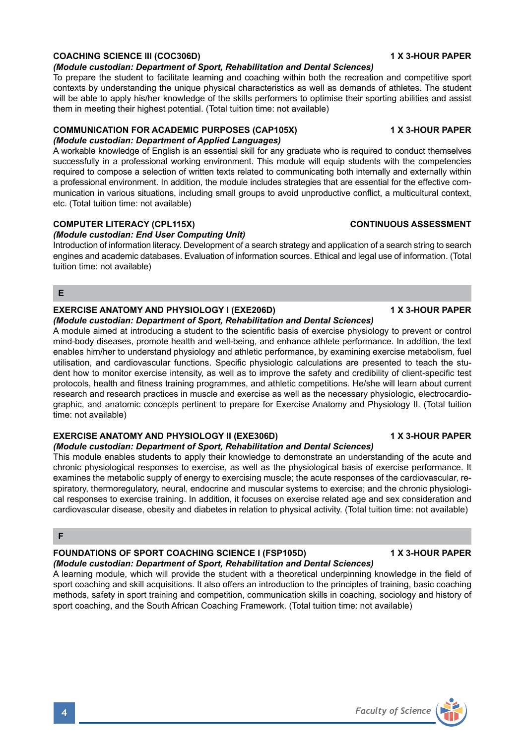**COACHING SCIENCE III (COC306D)** **1 X 3-HOUR PAPER**

***(Module custodian: Department of Sport, Rehabilitation and Dental Sciences)***

To prepare the student to facilitate learning and coaching within both the recreation and competitive sport contexts by understanding the unique physical characteristics as well as demands of athletes. The student will be able to apply his/her knowledge of the skills performers to optimise their sporting abilities and assist them in meeting their highest potential. (Total tuition time: not available)

**COMMUNICATION FOR ACADEMIC PURPOSES (CAP105X)** **1 X 3-HOUR PAPER**

***(Module custodian: Department of Applied Languages)***

A workable knowledge of English is an essential skill for any graduate who is required to conduct themselves successfully in a professional working environment. This module will equip students with the competencies required to compose a selection of written texts related to communicating both internally and externally within a professional environment. In addition, the module includes strategies that are essential for the effective communication in various situations, including small groups to avoid unproductive conflict, a multicultural context, etc. (Total tuition time: not available)

**COMPUTER LITERACY (CPL115X)** **CONTINUOUS ASSESSMENT**

***(Module custodian: End User Computing Unit)***

Introduction of information literacy. Development of a search strategy and application of a search string to search engines and academic databases. Evaluation of information sources. Ethical and legal use of information. (Total tuition time: not available)

## E

**EXERCISE ANATOMY AND PHYSIOLOGY I (EXE206D)** **1 X 3-HOUR PAPER**

***(Module custodian: Department of Sport, Rehabilitation and Dental Sciences)***

A module aimed at introducing a student to the scientific basis of exercise physiology to prevent or control mind-body diseases, promote health and well-being, and enhance athlete performance. In addition, the text enables him/her to understand physiology and athletic performance, by examining exercise metabolism, fuel utilisation, and cardiovascular functions. Specific physiologic calculations are presented to teach the student how to monitor exercise intensity, as well as to improve the safety and credibility of client-specific test protocols, health and fitness training programmes, and athletic competitions. He/she will learn about current research and research practices in muscle and exercise as well as the necessary physiologic, electrocardiographic, and anatomic concepts pertinent to prepare for Exercise Anatomy and Physiology II. (Total tuition time: not available)

**EXERCISE ANATOMY AND PHYSIOLOGY II (EXE306D)** **1 X 3-HOUR PAPER**

***(Module custodian: Department of Sport, Rehabilitation and Dental Sciences)***

This module enables students to apply their knowledge to demonstrate an understanding of the acute and chronic physiological responses to exercise, as well as the physiological basis of exercise performance. It examines the metabolic supply of energy to exercising muscle; the acute responses of the cardiovascular, respiratory, thermoregulatory, neural, endocrine and muscular systems to exercise; and the chronic physiological responses to exercise training. In addition, it focuses on exercise related age and sex consideration and cardiovascular disease, obesity and diabetes in relation to physical activity. (Total tuition time: not available)

## F

**FOUNDATIONS OF SPORT COACHING SCIENCE I (FSP105D)** **1 X 3-HOUR PAPER**

***(Module custodian: Department of Sport, Rehabilitation and Dental Sciences)***

A learning module, which will provide the student with a theoretical underpinning knowledge in the field of sport coaching and skill acquisitions. It also offers an introduction to the principles of training, basic coaching methods, safety in sport training and competition, communication skills in coaching, sociology and history of sport coaching, and the South African Coaching Framework. (Total tuition time: not available)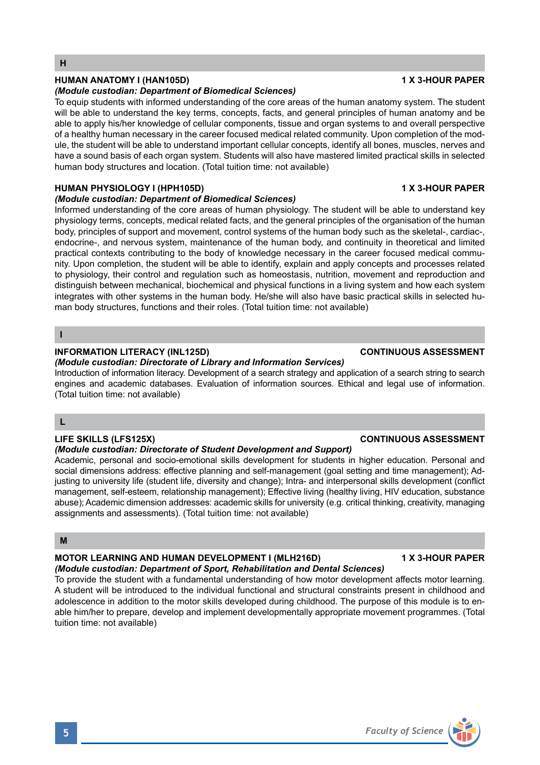## H

### HUMAN ANATOMY I (HAN105D) — 1 X 3-HOUR PAPER

***(Module custodian: Department of Biomedical Sciences)***

To equip students with informed understanding of the core areas of the human anatomy system. The student will be able to understand the key terms, concepts, facts, and general principles of human anatomy and be able to apply his/her knowledge of cellular components, tissue and organ systems to and overall perspective of a healthy human necessary in the career focused medical related community. Upon completion of the module, the student will be able to understand important cellular concepts, identify all bones, muscles, nerves and have a sound basis of each organ system. Students will also have mastered limited practical skills in selected human body structures and location. (Total tuition time: not available)

### HUMAN PHYSIOLOGY I (HPH105D) — 1 X 3-HOUR PAPER

***(Module custodian: Department of Biomedical Sciences)***

Informed understanding of the core areas of human physiology. The student will be able to understand key physiology terms, concepts, medical related facts, and the general principles of the organisation of the human body, principles of support and movement, control systems of the human body such as the skeletal-, cardiac-, endocrine-, and nervous system, maintenance of the human body, and continuity in theoretical and limited practical contexts contributing to the body of knowledge necessary in the career focused medical community. Upon completion, the student will be able to identify, explain and apply concepts and processes related to physiology, their control and regulation such as homeostasis, nutrition, movement and reproduction and distinguish between mechanical, biochemical and physical functions in a living system and how each system integrates with other systems in the human body. He/she will also have basic practical skills in selected human body structures, functions and their roles. (Total tuition time: not available)

## I

### INFORMATION LITERACY (INL125D) — CONTINUOUS ASSESSMENT

***(Module custodian: Directorate of Library and Information Services)***

Introduction of information literacy. Development of a search strategy and application of a search string to search engines and academic databases. Evaluation of information sources. Ethical and legal use of information. (Total tuition time: not available)

## L

### LIFE SKILLS (LFS125X) — CONTINUOUS ASSESSMENT

***(Module custodian: Directorate of Student Development and Support)***

Academic, personal and socio-emotional skills development for students in higher education. Personal and social dimensions address: effective planning and self-management (goal setting and time management); Adjusting to university life (student life, diversity and change); Intra- and interpersonal skills development (conflict management, self-esteem, relationship management); Effective living (healthy living, HIV education, substance abuse); Academic dimension addresses: academic skills for university (e.g. critical thinking, creativity, managing assignments and assessments). (Total tuition time: not available)

## M

### MOTOR LEARNING AND HUMAN DEVELOPMENT I (MLH216D) — 1 X 3-HOUR PAPER

***(Module custodian: Department of Sport, Rehabilitation and Dental Sciences)***

To provide the student with a fundamental understanding of how motor development affects motor learning. A student will be introduced to the individual functional and structural constraints present in childhood and adolescence in addition to the motor skills developed during childhood. The purpose of this module is to enable him/her to prepare, develop and implement developmentally appropriate movement programmes. (Total tuition time: not available)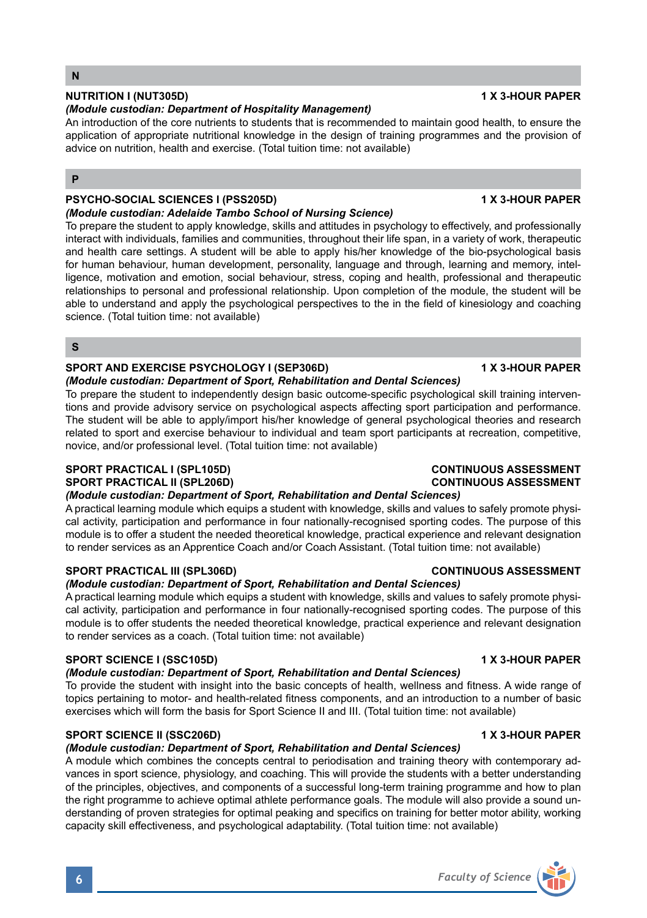## N

**NUTRITION I (NUT305D)** **1 X 3-HOUR PAPER**

***(Module custodian: Department of Hospitality Management)***

An introduction of the core nutrients to students that is recommended to maintain good health, to ensure the application of appropriate nutritional knowledge in the design of training programmes and the provision of advice on nutrition, health and exercise. (Total tuition time: not available)

## P

**PSYCHO-SOCIAL SCIENCES I (PSS205D)** **1 X 3-HOUR PAPER**

***(Module custodian: Adelaide Tambo School of Nursing Science)***

To prepare the student to apply knowledge, skills and attitudes in psychology to effectively, and professionally interact with individuals, families and communities, throughout their life span, in a variety of work, therapeutic and health care settings. A student will be able to apply his/her knowledge of the bio-psychological basis for human behaviour, human development, personality, language and through, learning and memory, intelligence, motivation and emotion, social behaviour, stress, coping and health, professional and therapeutic relationships to personal and professional relationship. Upon completion of the module, the student will be able to understand and apply the psychological perspectives to the in the field of kinesiology and coaching science. (Total tuition time: not available)

## S

**SPORT AND EXERCISE PSYCHOLOGY I (SEP306D)** **1 X 3-HOUR PAPER**

***(Module custodian: Department of Sport, Rehabilitation and Dental Sciences)***

To prepare the student to independently design basic outcome-specific psychological skill training interventions and provide advisory service on psychological aspects affecting sport participation and performance. The student will be able to apply/import his/her knowledge of general psychological theories and research related to sport and exercise behaviour to individual and team sport participants at recreation, competitive, novice, and/or professional level. (Total tuition time: not available)

**SPORT PRACTICAL I (SPL105D)** **CONTINUOUS ASSESSMENT**
**SPORT PRACTICAL II (SPL206D)** **CONTINUOUS ASSESSMENT**

***(Module custodian: Department of Sport, Rehabilitation and Dental Sciences)***

A practical learning module which equips a student with knowledge, skills and values to safely promote physical activity, participation and performance in four nationally-recognised sporting codes. The purpose of this module is to offer a student the needed theoretical knowledge, practical experience and relevant designation to render services as an Apprentice Coach and/or Coach Assistant. (Total tuition time: not available)

**SPORT PRACTICAL III (SPL306D)** **CONTINUOUS ASSESSMENT**

***(Module custodian: Department of Sport, Rehabilitation and Dental Sciences)***

A practical learning module which equips a student with knowledge, skills and values to safely promote physical activity, participation and performance in four nationally-recognised sporting codes. The purpose of this module is to offer students the needed theoretical knowledge, practical experience and relevant designation to render services as a coach. (Total tuition time: not available)

**SPORT SCIENCE I (SSC105D)** **1 X 3-HOUR PAPER**

***(Module custodian: Department of Sport, Rehabilitation and Dental Sciences)***

To provide the student with insight into the basic concepts of health, wellness and fitness. A wide range of topics pertaining to motor- and health-related fitness components, and an introduction to a number of basic exercises which will form the basis for Sport Science II and III. (Total tuition time: not available)

**SPORT SCIENCE II (SSC206D)** **1 X 3-HOUR PAPER**

***(Module custodian: Department of Sport, Rehabilitation and Dental Sciences)***

A module which combines the concepts central to periodisation and training theory with contemporary advances in sport science, physiology, and coaching. This will provide the students with a better understanding of the principles, objectives, and components of a successful long-term training programme and how to plan the right programme to achieve optimal athlete performance goals. The module will also provide a sound understanding of proven strategies for optimal peaking and specifics on training for better motor ability, working capacity skill effectiveness, and psychological adaptability. (Total tuition time: not available)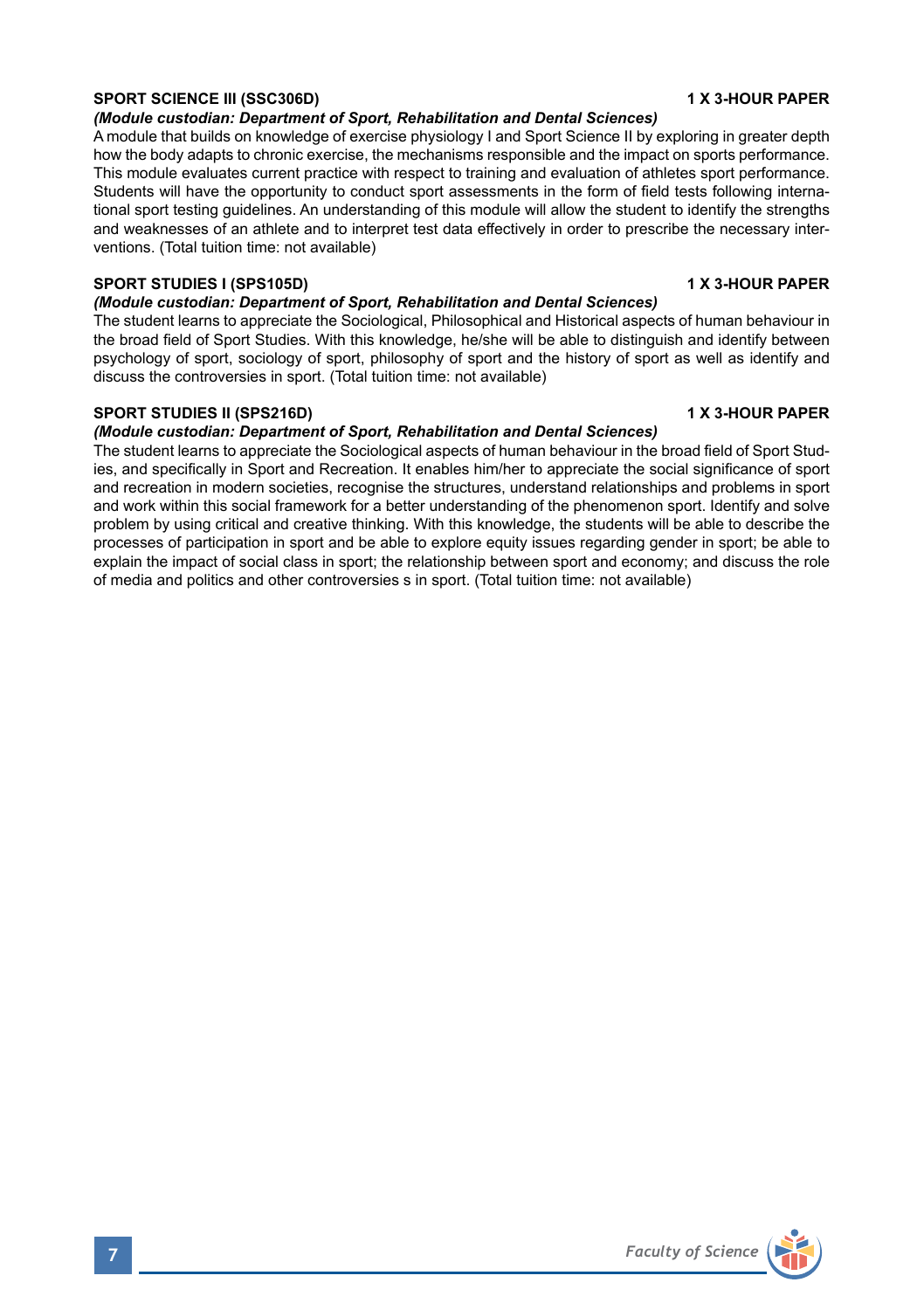**SPORT SCIENCE III (SSC306D)** **1 X 3-HOUR PAPER**

***(Module custodian: Department of Sport, Rehabilitation and Dental Sciences)***

A module that builds on knowledge of exercise physiology I and Sport Science II by exploring in greater depth how the body adapts to chronic exercise, the mechanisms responsible and the impact on sports performance. This module evaluates current practice with respect to training and evaluation of athletes sport performance. Students will have the opportunity to conduct sport assessments in the form of field tests following international sport testing guidelines. An understanding of this module will allow the student to identify the strengths and weaknesses of an athlete and to interpret test data effectively in order to prescribe the necessary interventions. (Total tuition time: not available)

**SPORT STUDIES I (SPS105D)** **1 X 3-HOUR PAPER**

***(Module custodian: Department of Sport, Rehabilitation and Dental Sciences)***

The student learns to appreciate the Sociological, Philosophical and Historical aspects of human behaviour in the broad field of Sport Studies. With this knowledge, he/she will be able to distinguish and identify between psychology of sport, sociology of sport, philosophy of sport and the history of sport as well as identify and discuss the controversies in sport. (Total tuition time: not available)

**SPORT STUDIES II (SPS216D)** **1 X 3-HOUR PAPER**

***(Module custodian: Department of Sport, Rehabilitation and Dental Sciences)***

The student learns to appreciate the Sociological aspects of human behaviour in the broad field of Sport Studies, and specifically in Sport and Recreation. It enables him/her to appreciate the social significance of sport and recreation in modern societies, recognise the structures, understand relationships and problems in sport and work within this social framework for a better understanding of the phenomenon sport. Identify and solve problem by using critical and creative thinking. With this knowledge, the students will be able to describe the processes of participation in sport and be able to explore equity issues regarding gender in sport; be able to explain the impact of social class in sport; the relationship between sport and economy; and discuss the role of media and politics and other controversies s in sport. (Total tuition time: not available)